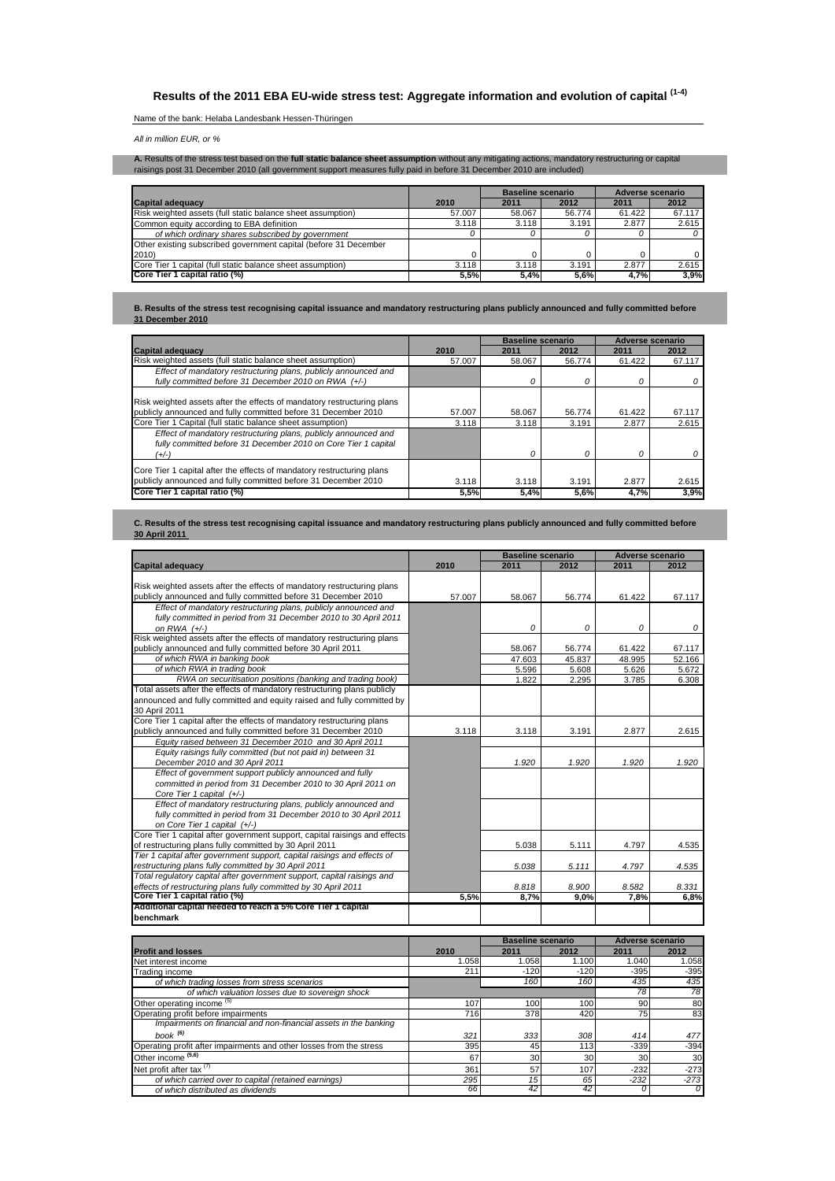# Results of the 2011 EBA EU-wide stress test: Aggregate information and evolution of capital [(1-4)]

Name of the bank: Helaba Landesbank Hessen-Thüringen

*All in million EUR, or %*

**A.** Results of the stress test based on the **full static balance sheet assumption** without any mitigating actions, mandatory restructuring or capital raisings post 31 December 2010 (all government support measures fully paid in before 31 December 2010 are included)

| Capital adequacy | 2010 | Baseline scenario 2011 | Baseline scenario 2012 | Adverse scenario 2011 | Adverse scenario 2012 |
|---|---|---|---|---|---|
| Risk weighted assets (full static balance sheet assumption) | 57.007 | 58.067 | 56.774 | 61.422 | 67.117 |
| Common equity according to EBA definition | 3.118 | 3.118 | 3.191 | 2.877 | 2.615 |
| *of which ordinary shares subscribed by government* | *0* | *0* | *0* | *0* | *0* |
| Other existing subscribed government capital (before 31 December 2010) | 0 | 0 | 0 | 0 | 0 |
| Core Tier 1 capital (full static balance sheet assumption) | 3.118 | 3.118 | 3.191 | 2.877 | 2.615 |
| **Core Tier 1 capital ratio (%)** | **5,5%** | **5,4%** | **5,6%** | **4,7%** | **3,9%** |

**B. Results of the stress test recognising capital issuance and mandatory restructuring plans publicly announced and fully committed before 31 December 2010**

| Capital adequacy | 2010 | Baseline scenario 2011 | Baseline scenario 2012 | Adverse scenario 2011 | Adverse scenario 2012 |
|---|---|---|---|---|---|
| Risk weighted assets (full static balance sheet assumption) | 57.007 | 58.067 | 56.774 | 61.422 | 67.117 |
| *Effect of mandatory restructuring plans, publicly announced and fully committed before 31 December 2010 on RWA (+/-)* | | *0* | *0* | *0* | *0* |
| Risk weighted assets after the effects of mandatory restructuring plans publicly announced and fully committed before 31 December 2010 | 57.007 | 58.067 | 56.774 | 61.422 | 67.117 |
| Core Tier 1 Capital (full static balance sheet assumption) | 3.118 | 3.118 | 3.191 | 2.877 | 2.615 |
| *Effect of mandatory restructuring plans, publicly announced and fully committed before 31 December 2010 on Core Tier 1 capital (+/-)* | | *0* | *0* | *0* | *0* |
| Core Tier 1 capital after the effects of mandatory restructuring plans publicly announced and fully committed before 31 December 2010 | 3.118 | 3.118 | 3.191 | 2.877 | 2.615 |
| **Core Tier 1 capital ratio (%)** | **5,5%** | **5,4%** | **5,6%** | **4,7%** | **3,9%** |

**C. Results of the stress test recognising capital issuance and mandatory restructuring plans publicly announced and fully committed before 30 April 2011**

| Capital adequacy | 2010 | Baseline scenario 2011 | Baseline scenario 2012 | Adverse scenario 2011 | Adverse scenario 2012 |
|---|---|---|---|---|---|
| Risk weighted assets after the effects of mandatory restructuring plans publicly announced and fully committed before 31 December 2010 | 57.007 | 58.067 | 56.774 | 61.422 | 67.117 |
| *Effect of mandatory restructuring plans, publicly announced and fully committed in period from 31 December 2010 to 30 April 2011 on RWA (+/-)* | | *0* | *0* | *0* | *0* |
| Risk weighted assets after the effects of mandatory restructuring plans publicly announced and fully committed before 30 April 2011 | | 58.067 | 56.774 | 61.422 | 67.117 |
| *of which RWA in banking book* | | 47.603 | 45.837 | 48.995 | 52.166 |
| *of which RWA in trading book* | | 5.596 | 5.608 | 5.626 | 5.672 |
| *RWA on securitisation positions (banking and trading book)* | | 1.822 | 2.295 | 3.785 | 6.308 |
| Total assets after the effects of mandatory restructuring plans publicly announced and fully committed and equity raised and fully committed by 30 April 2011 | | | | | |
| Core Tier 1 capital after the effects of mandatory restructuring plans publicly announced and fully committed before 31 December 2010 | 3.118 | 3.118 | 3.191 | 2.877 | 2.615 |
| *Equity raised between 31 December 2010 and 30 April 2011* | | | | | |
| *Equity raisings fully committed (but not paid in) between 31 December 2010 and 30 April 2011* | | *1.920* | *1.920* | *1.920* | *1.920* |
| *Effect of government support publicly announced and fully committed in period from 31 December 2010 to 30 April 2011 on Core Tier 1 capital (+/-)* | | | | | |
| *Effect of mandatory restructuring plans, publicly announced and fully committed in period from 31 December 2010 to 30 April 2011 on Core Tier 1 capital (+/-)* | | | | | |
| Core Tier 1 capital after government support, capital raisings and effects of restructuring plans fully committed by 30 April 2011 | | 5.038 | 5.111 | 4.797 | 4.535 |
| *Tier 1 capital after government support, capital raisings and effects of restructuring plans fully committed by 30 April 2011* | | *5.038* | *5.111* | *4.797* | *4.535* |
| *Total regulatory capital after government support, capital raisings and effects of restructuring plans fully committed by 30 April 2011* | | *8.818* | *8.900* | *8.582* | *8.331* |
| **Core Tier 1 capital ratio (%)** | **5,5%** | **8,7%** | **9,0%** | **7,8%** | **6,8%** |
| **Additional capital needed to reach a 5% Core Tier 1 capital benchmark** | | | | | |

| Profit and losses | 2010 | Baseline scenario 2011 | Baseline scenario 2012 | Adverse scenario 2011 | Adverse scenario 2012 |
|---|---|---|---|---|---|
| Net interest income | 1.058 | 1.058 | 1.100 | 1.040 | 1.058 |
| Trading income | 211 | -120 | -120 | -395 | -395 |
| *of which trading losses from stress scenarios* | | *160* | *160* | *435* | *435* |
| *of which valuation losses due to sovereign shock* | | | | *78* | *78* |
| Other operating income [(5)] | 107 | 100 | 100 | 90 | 80 |
| Operating profit before impairments | 716 | 378 | 420 | 75 | 83 |
| *Impairments on financial and non-financial assets in the banking book* [(6)] | *321* | *333* | *308* | *414* | *477* |
| Operating profit after impairments and other losses from the stress | 395 | 45 | 113 | -339 | -394 |
| Other income [(5,6)] | 67 | 30 | 30 | 30 | 30 |
| Net profit after tax [(7)] | 361 | 57 | 107 | -232 | -273 |
| *of which carried over to capital (retained earnings)* | *295* | *15* | *65* | *-232* | *-273* |
| *of which distributed as dividends* | *66* | *42* | *42* | *0* | *0* |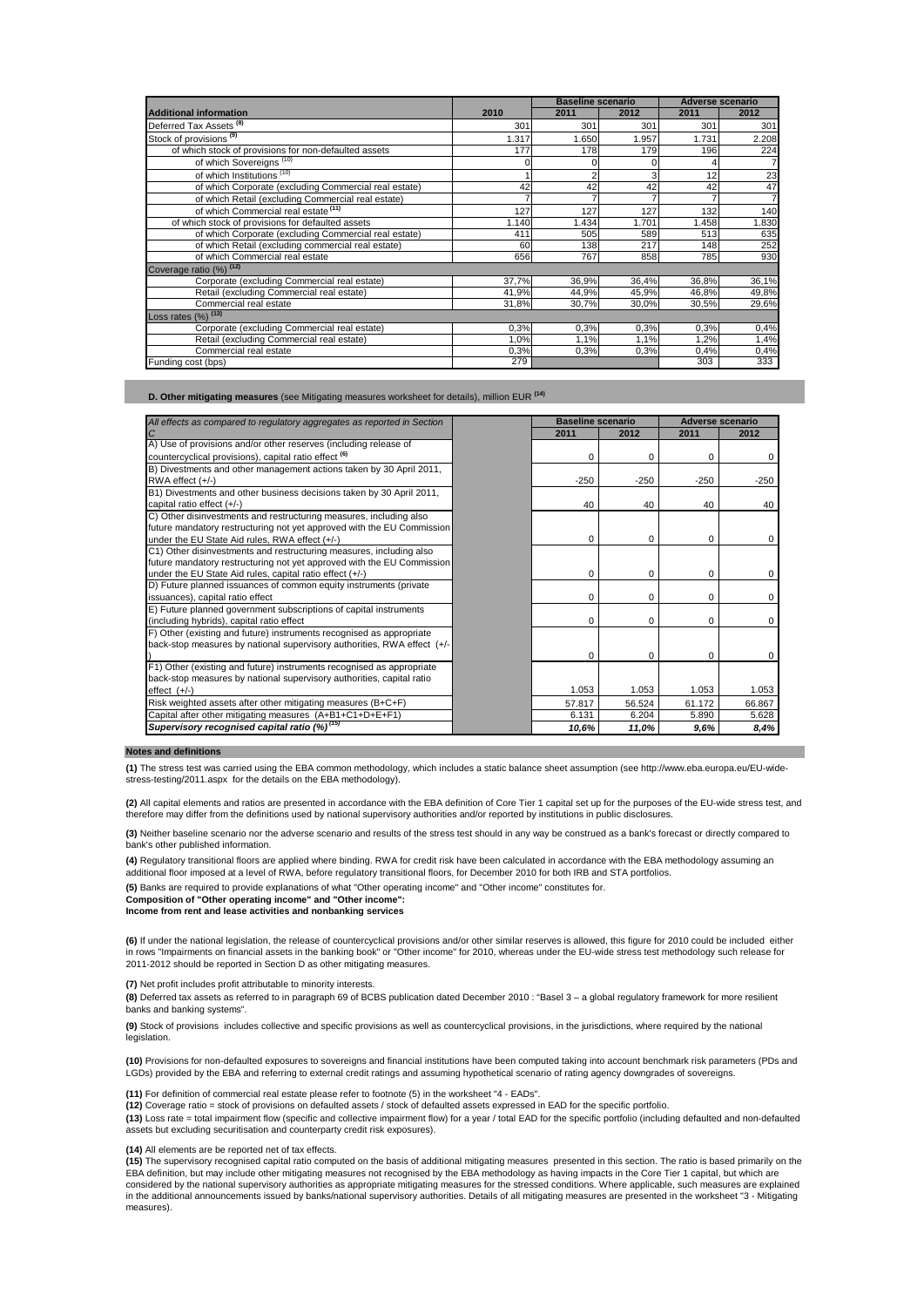| Additional information | 2010 | Baseline scenario | | Adverse scenario | |
|---|---|---|---|---|---|
| | | 2011 | 2012 | 2011 | 2012 |
| Deferred Tax Assets [8] | 301 | 301 | 301 | 301 | 301 |
| Stock of provisions [9] | 1.317 | 1.650 | 1.957 | 1.731 | 2.208 |
| of which stock of provisions for non-defaulted assets | 177 | 178 | 179 | 196 | 224 |
| of which Sovereigns [10] | 0 | 0 | 0 | 4 | 7 |
| of which Institutions [10] | 1 | 2 | 3 | 12 | 23 |
| of which Corporate (excluding Commercial real estate) | 42 | 42 | 42 | 42 | 47 |
| of which Retail (excluding Commercial real estate) | 7 | 7 | 7 | 7 | 7 |
| of which Commercial real estate [11] | 127 | 127 | 127 | 132 | 140 |
| of which stock of provisions for defaulted assets | 1.140 | 1.434 | 1.701 | 1.458 | 1.830 |
| of which Corporate (excluding Commercial real estate) | 411 | 505 | 589 | 513 | 635 |
| of which Retail (excluding commercial real estate) | 60 | 138 | 217 | 148 | 252 |
| of which Commercial real estate | 656 | 767 | 858 | 785 | 930 |
| Coverage ratio (%) [12] | | | | | |
| Corporate (excluding Commercial real estate) | 37,7% | 36,9% | 36,4% | 36,8% | 36,1% |
| Retail (excluding Commercial real estate) | 41,9% | 44,9% | 45,9% | 46,8% | 49,8% |
| Commercial real estate | 31,8% | 30,7% | 30,0% | 30,5% | 29,6% |
| Loss rates (%) [13] | | | | | |
| Corporate (excluding Commercial real estate) | 0,3% | 0,3% | 0,3% | 0,3% | 0,4% |
| Retail (excluding Commercial real estate) | 1,0% | 1,1% | 1,1% | 1,2% | 1,4% |
| Commercial real estate | 0,3% | 0,3% | 0,3% | 0,4% | 0,4% |
| Funding cost (bps) | 279 | | | 303 | 333 |

**D. Other mitigating measures** (see Mitigating measures worksheet for details), million EUR [14]

| All effects as compared to regulatory aggregates as reported in Section C | Baseline scenario | | Adverse scenario | |
|---|---|---|---|---|
| | 2011 | 2012 | 2011 | 2012 |
| A) Use of provisions and/or other reserves (including release of countercyclical provisions), capital ratio effect [6] | 0 | 0 | 0 | 0 |
| B) Divestments and other management actions taken by 30 April 2011, RWA effect (+/-) | -250 | -250 | -250 | -250 |
| B1) Divestments and other business decisions taken by 30 April 2011, capital ratio effect (+/-) | 40 | 40 | 40 | 40 |
| C) Other disinvestments and restructuring measures, including also future mandatory restructuring not yet approved with the EU Commission under the EU State Aid rules, RWA effect (+/-) | 0 | 0 | 0 | 0 |
| C1) Other disinvestments and restructuring measures, including also future mandatory restructuring not yet approved with the EU Commission under the EU State Aid rules, capital ratio effect (+/-) | 0 | 0 | 0 | 0 |
| D) Future planned issuances of common equity instruments (private issuances), capital ratio effect | 0 | 0 | 0 | 0 |
| E) Future planned government subscriptions of capital instruments (including hybrids), capital ratio effect | 0 | 0 | 0 | 0 |
| F) Other (existing and future) instruments recognised as appropriate back-stop measures by national supervisory authorities, RWA effect (+/-) | 0 | 0 | 0 | 0 |
| F1) Other (existing and future) instruments recognised as appropriate back-stop measures by national supervisory authorities, capital ratio effect (+/-) | 1.053 | 1.053 | 1.053 | 1.053 |
| Risk weighted assets after other mitigating measures (B+C+F) | 57.817 | 56.524 | 61.172 | 66.867 |
| Capital after other mitigating measures (A+B1+C1+D+E+F1) | 6.131 | 6.204 | 5.890 | 5.628 |
| ***Supervisory recognised capital ratio (%)*** [15] | ***10,6%*** | ***11,0%*** | ***9,6%*** | ***8,4%*** |

**Notes and definitions**

**(1)** The stress test was carried using the EBA common methodology, which includes a static balance sheet assumption (see http://www.eba.europa.eu/EU-wide-stress-testing/2011.aspx for the details on the EBA methodology).

**(2)** All capital elements and ratios are presented in accordance with the EBA definition of Core Tier 1 capital set up for the purposes of the EU-wide stress test, and therefore may differ from the definitions used by national supervisory authorities and/or reported by institutions in public disclosures.

**(3)** Neither baseline scenario nor the adverse scenario and results of the stress test should in any way be construed as a bank's forecast or directly compared to bank's other published information.

**(4)** Regulatory transitional floors are applied where binding. RWA for credit risk have been calculated in accordance with the EBA methodology assuming an additional floor imposed at a level of RWA, before regulatory transitional floors, for December 2010 for both IRB and STA portfolios.

**(5)** Banks are required to provide explanations of what "Other operating income" and "Other income" constitutes for.
**Composition of "Other operating income" and "Other income":**
**Income from rent and lease activities and nonbanking services**

**(6)** If under the national legislation, the release of countercyclical provisions and/or other similar reserves is allowed, this figure for 2010 could be included either in rows "Impairments on financial assets in the banking book" or "Other income" for 2010, whereas under the EU-wide stress test methodology such release for 2011-2012 should be reported in Section D as other mitigating measures.

**(7)** Net profit includes profit attributable to minority interests.

**(8)** Deferred tax assets as referred to in paragraph 69 of BCBS publication dated December 2010 : "Basel 3 – a global regulatory framework for more resilient banks and banking systems".

**(9)** Stock of provisions includes collective and specific provisions as well as countercyclical provisions, in the jurisdictions, where required by the national legislation.

**(10)** Provisions for non-defaulted exposures to sovereigns and financial institutions have been computed taking into account benchmark risk parameters (PDs and LGDs) provided by the EBA and referring to external credit ratings and assuming hypothetical scenario of rating agency downgrades of sovereigns.

**(11)** For definition of commercial real estate please refer to footnote (5) in the worksheet "4 - EADs".

**(12)** Coverage ratio = stock of provisions on defaulted assets / stock of defaulted assets expressed in EAD for the specific portfolio.

**(13)** Loss rate = total impairment flow (specific and collective impairment flow) for a year / total EAD for the specific portfolio (including defaulted and non-defaulted assets but excluding securitisation and counterparty credit risk exposures).

**(14)** All elements are be reported net of tax effects.

**(15)** The supervisory recognised capital ratio computed on the basis of additional mitigating measures presented in this section. The ratio is based primarily on the EBA definition, but may include other mitigating measures not recognised by the EBA methodology as having impacts in the Core Tier 1 capital, but which are considered by the national supervisory authorities as appropriate mitigating measures for the stressed conditions. Where applicable, such measures are explained in the additional announcements issued by banks/national supervisory authorities. Details of all mitigating measures are presented in the worksheet "3 - Mitigating measures).